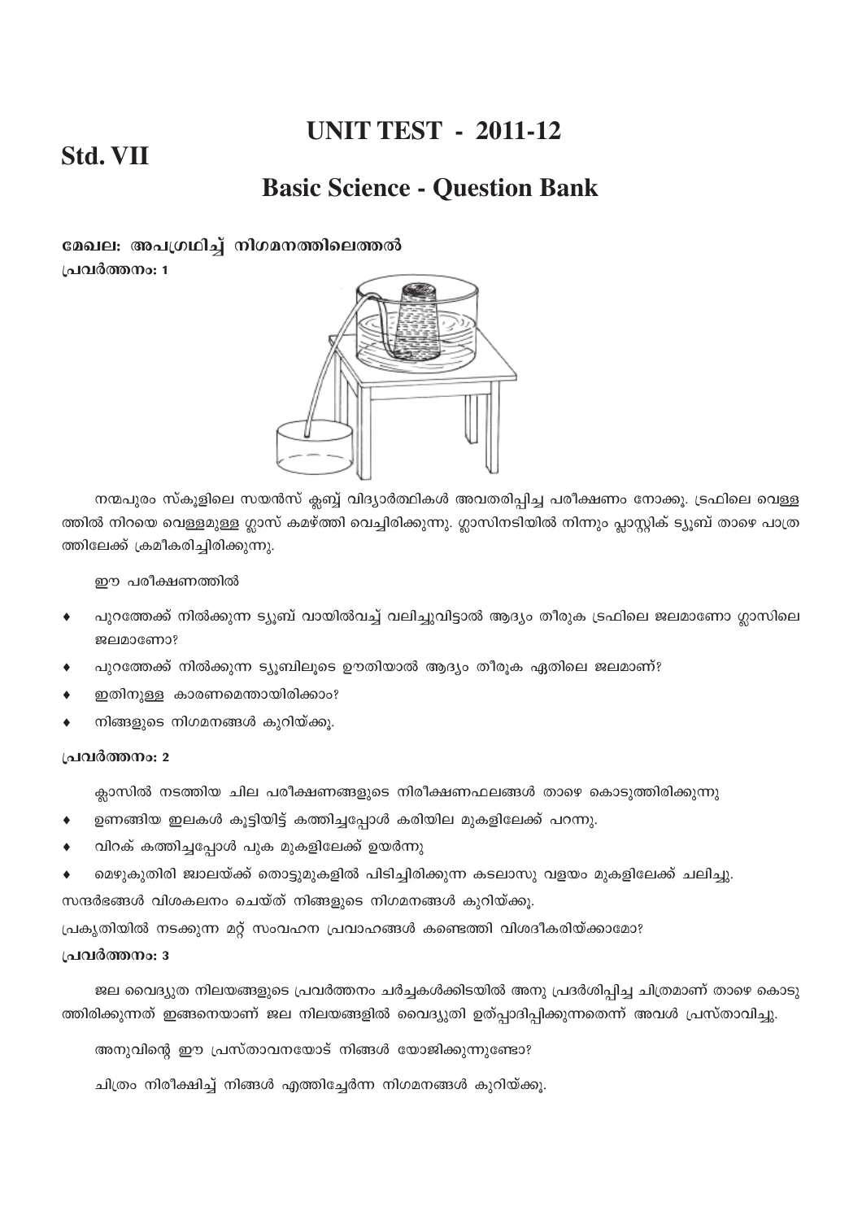# UNIT TEST - 2011-12

## Std. VII

## Basic Science - Question Bank

**മേഖല: അപഗ്രഥിച്ച് നിഗമനത്തിലെത്തൽ**

**പ്രവർത്തനം: 1**

നന്മപുരം സ്കൂളിലെ സയൻസ് ക്ലബ്ബ് വിദ്യാർത്ഥികൾ അവതരിപ്പിച്ച പരീക്ഷണം നോക്കൂ. ട്രഫിലെ വെള്ളത്തിൽ നിറയെ വെള്ളമുള്ള ഗ്ലാസ് കമഴ്ത്തി വെച്ചിരിക്കുന്നു. ഗ്ലാസിനടിയിൽ നിന്നും പ്ലാസ്റ്റിക് ട്യൂബ് താഴെ പാത്രത്തിലേക്ക് ക്രമീകരിച്ചിരിക്കുന്നു.

ഈ പരീക്ഷണത്തിൽ

- പുറത്തേക്ക് നിൽക്കുന്ന ട്യൂബ് വായിൽവച്ച് വലിച്ചുവിട്ടാൽ ആദ്യം തീരുക ട്രഫിലെ ജലമാണോ ഗ്ലാസിലെ ജലമാണോ?
- പുറത്തേക്ക് നിൽക്കുന്ന ട്യൂബിലൂടെ ഊതിയാൽ ആദ്യം തീരുക ഏതിലെ ജലമാണ്?
- ഇതിനുള്ള കാരണമെന്തായിരിക്കാം?
- നിങ്ങളുടെ നിഗമനങ്ങൾ കുറിയ്ക്കൂ.

**പ്രവർത്തനം: 2**

ക്ലാസിൽ നടത്തിയ ചില പരീക്ഷണങ്ങളുടെ നിരീക്ഷണഫലങ്ങൾ താഴെ കൊടുത്തിരിക്കുന്നു

- ഉണങ്ങിയ ഇലകൾ കൂട്ടിയിട്ട് കത്തിച്ചപ്പോൾ കരിയില മുകളിലേക്ക് പറന്നു.
- വിറക് കത്തിച്ചപ്പോൾ പുക മുകളിലേക്ക് ഉയർന്നു
- മെഴുകുതിരി ജ്വാലയ്ക്ക് തൊട്ടുമുകളിൽ പിടിച്ചിരിക്കുന്ന കടലാസു വളയം മുകളിലേക്ക് ചലിച്ചു.

സന്ദർഭങ്ങൾ വിശകലനം ചെയ്ത് നിങ്ങളുടെ നിഗമനങ്ങൾ കുറിയ്ക്കൂ.

പ്രകൃതിയിൽ നടക്കുന്ന മറ്റ് സംവഹന പ്രവാഹങ്ങൾ കണ്ടെത്തി വിശദീകരിയ്ക്കാമോ?

**പ്രവർത്തനം: 3**

ജല വൈദ്യുത നിലയങ്ങളുടെ പ്രവർത്തനം ചർച്ചകൾക്കിടയിൽ അനു പ്രദർശിപ്പിച്ച ചിത്രമാണ് താഴെ കൊടുത്തിരിക്കുന്നത് ഇങ്ങനെയാണ് ജല നിലയങ്ങളിൽ വൈദ്യുതി ഉത്പാദിപ്പിക്കുന്നതെന്ന് അവൾ പ്രസ്താവിച്ചു.

അനുവിന്റെ ഈ പ്രസ്താവനയോട് നിങ്ങൾ യോജിക്കുന്നുണ്ടോ?

ചിത്രം നിരീക്ഷിച്ച് നിങ്ങൾ എത്തിച്ചേർന്ന നിഗമനങ്ങൾ കുറിയ്ക്കൂ.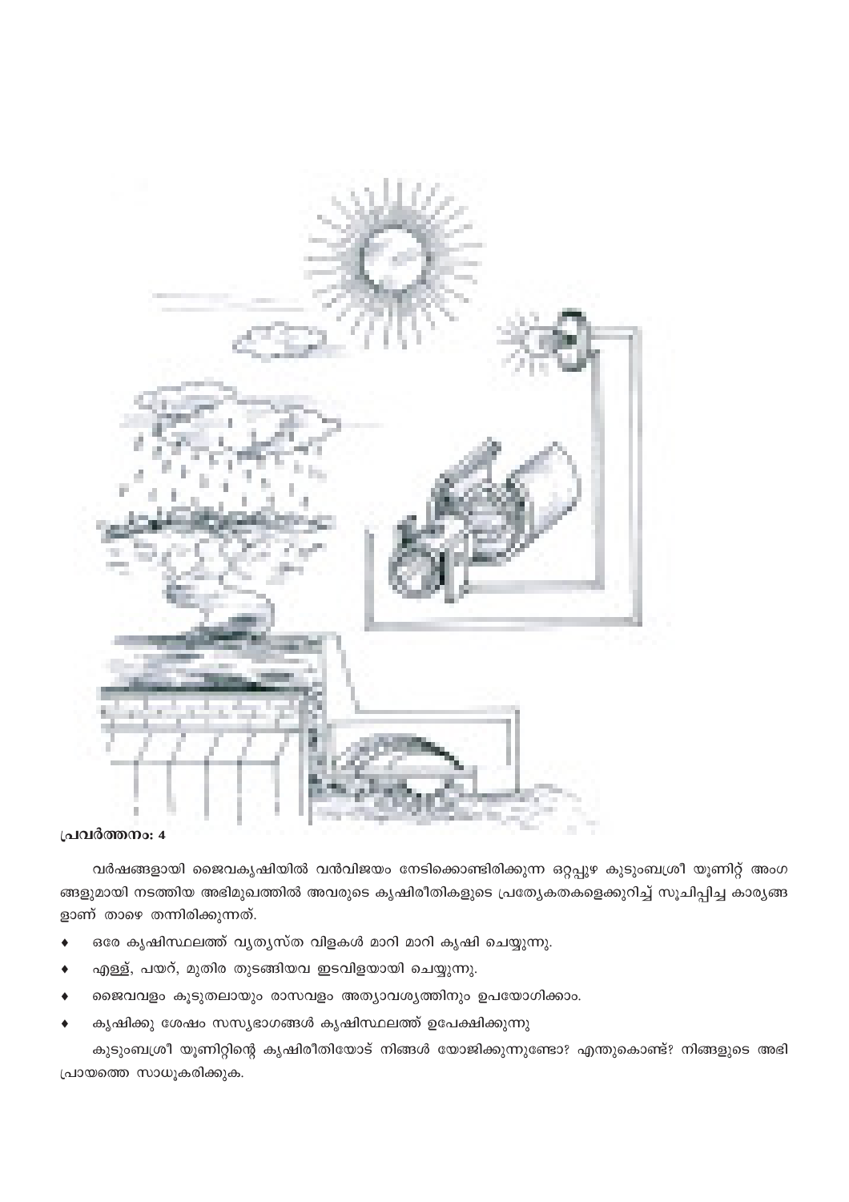**പ്രവർത്തനം: 4**

വർഷങ്ങളായി ജൈവകൃഷിയിൽ വൻവിജയം നേടിക്കൊണ്ടിരിക്കുന്ന ഒറ്റപ്പുഴ കുടുംബശ്രീ യൂണിറ്റ് അംഗങ്ങളുമായി നടത്തിയ അഭിമുഖത്തിൽ അവരുടെ കൃഷിരീതികളുടെ പ്രത്യേകതകളെക്കുറിച്ച് സൂചിപ്പിച്ച കാര്യങ്ങളാണ് താഴെ തന്നിരിക്കുന്നത്.

- ഒരേ കൃഷിസ്ഥലത്ത് വ്യത്യസ്ത വിളകൾ മാറി മാറി കൃഷി ചെയ്യുന്നു.
- എള്ള്, പയറ്, മുതിര തുടങ്ങിയവ ഇടവിളയായി ചെയ്യുന്നു.
- ജൈവവളം കൂടുതലായും രാസവളം അത്യാവശ്യത്തിനും ഉപയോഗിക്കാം.
- കൃഷിക്കു ശേഷം സസ്യഭാഗങ്ങൾ കൃഷിസ്ഥലത്ത് ഉപേക്ഷിക്കുന്നു

കുടുംബശ്രീ യൂണിറ്റിന്റെ കൃഷിരീതിയോട് നിങ്ങൾ യോജിക്കുന്നുണ്ടോ? എന്തുകൊണ്ട്? നിങ്ങളുടെ അഭിപ്രായത്തെ സാധൂകരിക്കുക.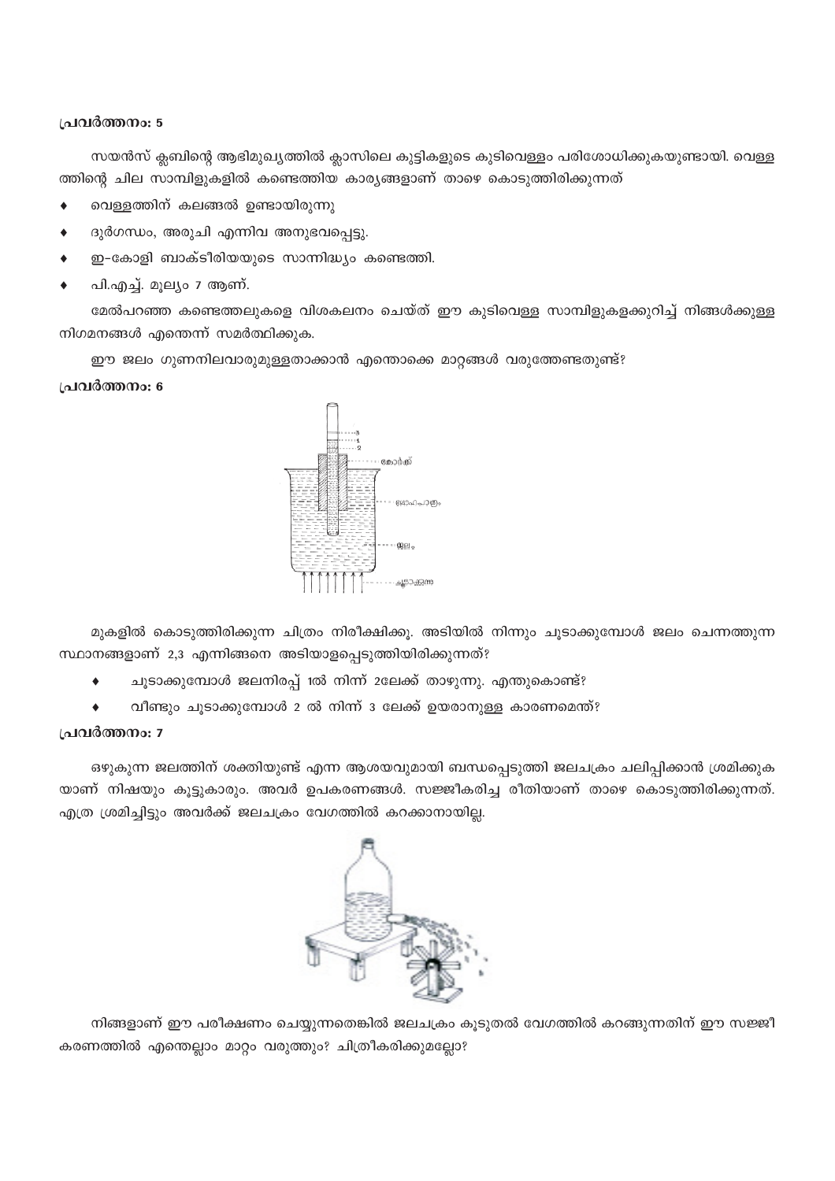### പ്രവർത്തനം: 5

സയൻസ് ക്ലബിന്റെ ആഭിമുഖ്യത്തിൽ ക്ലാസിലെ കുട്ടികളുടെ കുടിവെള്ളം പരിശോധിക്കുകയുണ്ടായി. വെള്ളത്തിന്റെ ചില സാമ്പിളുകളിൽ കണ്ടെത്തിയ കാര്യങ്ങളാണ് താഴെ കൊടുത്തിരിക്കുന്നത്

- വെള്ളത്തിന് കലങ്ങൽ ഉണ്ടായിരുന്നു
- ദുർഗന്ധം, അരുചി എന്നിവ അനുഭവപ്പെട്ടു.
- ഇ-കോളി ബാക്ടീരിയയുടെ സാന്നിദ്ധ്യം കണ്ടെത്തി.
- പി.എച്ച്. മൂല്യം 7 ആണ്.

മേൽപറഞ്ഞ കണ്ടെത്തലുകളെ വിശകലനം ചെയ്ത് ഈ കുടിവെള്ള സാമ്പിളുകളെക്കുറിച്ച് നിങ്ങൾക്കുള്ള നിഗമനങ്ങൾ എന്തെന്ന് സമർത്ഥിക്കുക.

ഈ ജലം ഗുണനിലവാരമുള്ളതാക്കാൻ എന്തൊക്കെ മാറ്റങ്ങൾ വരുത്തേണ്ടതുണ്ട്?

### പ്രവർത്തനം: 6

മുകളിൽ കൊടുത്തിരിക്കുന്ന ചിത്രം നിരീക്ഷിക്കൂ. അടിയിൽ നിന്നും ചൂടാക്കുമ്പോൾ ജലം ചെന്നെത്തുന്ന സ്ഥാനങ്ങളാണ് 2,3 എന്നിങ്ങനെ അടിയാളപ്പെടുത്തിയിരിക്കുന്നത്?

- ചൂടാക്കുമ്പോൾ ജലനിരപ്പ് 1ൽ നിന്ന് 2ലേക്ക് താഴുന്നു. എന്തുകൊണ്ട്?
- വീണ്ടും ചൂടാക്കുമ്പോൾ 2 ൽ നിന്ന് 3 ലേക്ക് ഉയരാനുള്ള കാരണമെന്ത്?

### പ്രവർത്തനം: 7

ഒഴുകുന്ന ജലത്തിന് ശക്തിയുണ്ട് എന്ന ആശയവുമായി ബന്ധപ്പെടുത്തി ജലചക്രം ചലിപ്പിക്കാൻ ശ്രമിക്കുകയാണ് നിഷയും കൂട്ടുകാരും. അവർ ഉപകരണങ്ങൾ. സജ്ജീകരിച്ച രീതിയാണ് താഴെ കൊടുത്തിരിക്കുന്നത്. എത്ര ശ്രമിച്ചിട്ടും അവർക്ക് ജലചക്രം വേഗത്തിൽ കറക്കാനായില്ല.

നിങ്ങളാണ് ഈ പരീക്ഷണം ചെയ്യുന്നതെങ്കിൽ ജലചക്രം കൂടുതൽ വേഗത്തിൽ കറങ്ങുന്നതിന് ഈ സജ്ജീകരണത്തിൽ എന്തെല്ലാം മാറ്റം വരുത്തും? ചിത്രീകരിക്കുമല്ലോ?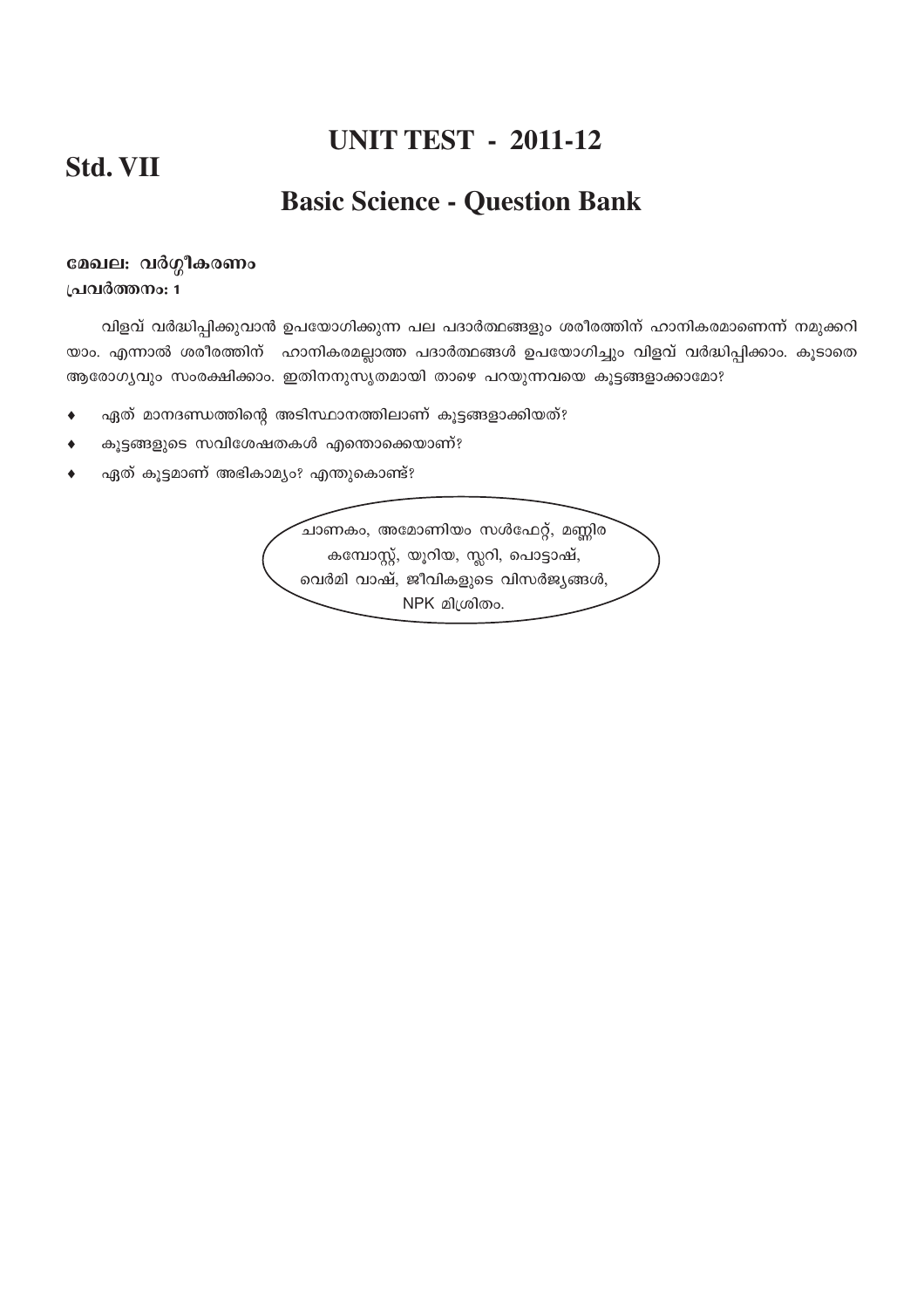# UNIT TEST - 2011-12

**Std. VII**

## Basic Science - Question Bank

**മേഖല: വർഗ്ഗീകരണം**

**പ്രവർത്തനം: 1**

വിളവ് വർദ്ധിപ്പിക്കുവാൻ ഉപയോഗിക്കുന്ന പല പദാർത്ഥങ്ങളും ശരീരത്തിന് ഹാനികരമാണെന്ന് നമുക്കറിയാം. എന്നാൽ ശരീരത്തിന് ഹാനികരമല്ലാത്ത പദാർത്ഥങ്ങൾ ഉപയോഗിച്ചും വിളവ് വർദ്ധിപ്പിക്കാം. കൂടാതെ ആരോഗ്യവും സംരക്ഷിക്കാം. ഇതിനനുസൃതമായി താഴെ പറയുന്നവയെ കൂട്ടങ്ങളാക്കാമോ?

- ഏത് മാനദണ്ഡത്തിന്റെ അടിസ്ഥാനത്തിലാണ് കൂട്ടങ്ങളാക്കിയത്?
- കൂട്ടങ്ങളുടെ സവിശേഷതകൾ എന്തൊക്കെയാണ്?
- ഏത് കൂട്ടമാണ് അഭികാമ്യം? എന്തുകൊണ്ട്?

ചാണകം, അമോണിയം സൾഫേറ്റ്, മണ്ണിര കമ്പോസ്റ്റ്, യൂറിയ, സ്ലറി, പൊട്ടാഷ്, വെർമി വാഷ്, ജീവികളുടെ വിസർജ്യങ്ങൾ, NPK മിശ്രിതം.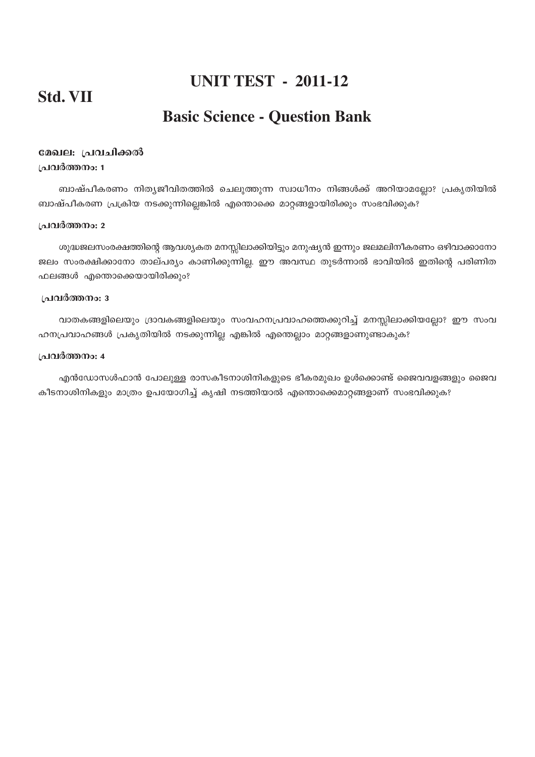# UNIT TEST - 2011-12

## Std. VII

## Basic Science - Question Bank

### മേഖല: പ്രവചിക്കൽ

**പ്രവർത്തനം: 1**

ബാഷ്പീകരണം നിത്യജീവിതത്തിൽ ചെലുത്തുന്ന സ്വാധീനം നിങ്ങൾക്ക് അറിയാമല്ലോ? പ്രകൃതിയിൽ ബാഷ്പീകരണ പ്രക്രിയ നടക്കുന്നില്ലെങ്കിൽ എന്തൊക്കെ മാറ്റങ്ങളായിരിക്കും സംഭവിക്കുക?

**പ്രവർത്തനം: 2**

ശുദ്ധജലസംരക്ഷത്തിന്റെ ആവശ്യകത മനസ്സിലാക്കിയിട്ടും മനുഷ്യൻ ഇന്നും ജലമലിനീകരണം ഒഴിവാക്കാനോ ജലം സംരക്ഷിക്കാനോ താല്പര്യം കാണിക്കുന്നില്ല. ഈ അവസ്ഥ തുടർന്നാൽ ഭാവിയിൽ ഇതിന്റെ പരിണിത ഫലങ്ങൾ എന്തൊക്കെയായിരിക്കും?

**പ്രവർത്തനം: 3**

വാതകങ്ങളിലെയും ദ്രാവകങ്ങളിലെയും സംവഹനപ്രവാഹത്തെക്കുറിച്ച് മനസ്സിലാക്കിയല്ലോ? ഈ സംവഹനപ്രവാഹങ്ങൾ പ്രകൃതിയിൽ നടക്കുന്നില്ല എങ്കിൽ എന്തെല്ലാം മാറ്റങ്ങളാണുണ്ടാകുക?

**പ്രവർത്തനം: 4**

എൻഡോസൾഫാൻ പോലുള്ള രാസകീടനാശിനികളുടെ ഭീകരമുഖം ഉൾക്കൊണ്ട് ജൈവവളങ്ങളും ജൈവ കീടനാശിനികളും മാത്രം ഉപയോഗിച്ച് കൃഷി നടത്തിയാൽ എന്തൊക്കെമാറ്റങ്ങളാണ് സംഭവിക്കുക?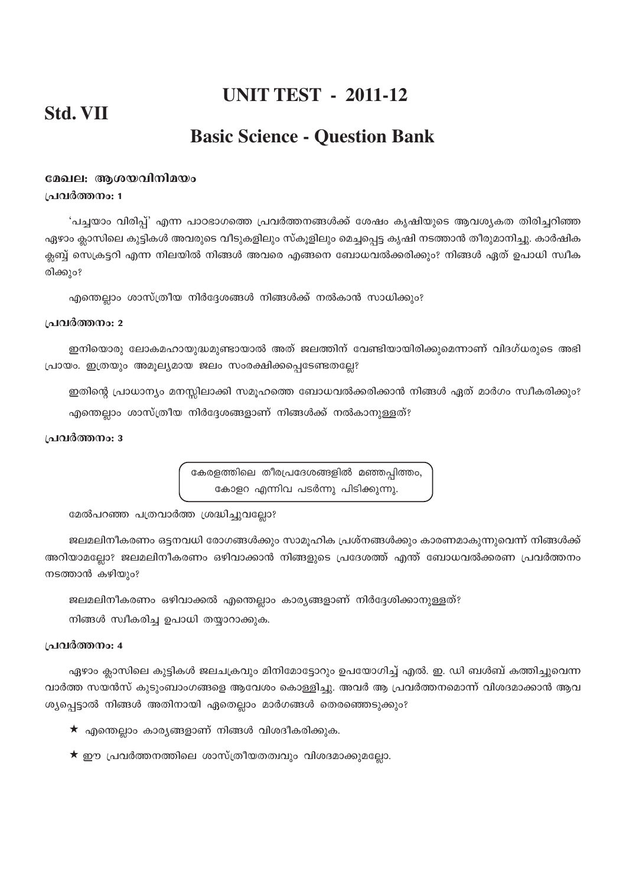# UNIT TEST - 2011-12

## Std. VII

## Basic Science - Question Bank

### മേഖല: ആശയവിനിമയം

**പ്രവർത്തനം: 1**

'പച്ചയാം വിരിപ്പ്' എന്ന പാഠഭാഗത്തെ പ്രവർത്തനങ്ങൾക്ക് ശേഷം കൃഷിയുടെ ആവശ്യകത തിരിച്ചറിഞ്ഞ ഏഴാം ക്ലാസിലെ കുട്ടികൾ അവരുടെ വീടുകളിലും സ്കൂളിലും മെച്ചപ്പെട്ട കൃഷി നടത്താൻ തീരുമാനിച്ചു. കാർഷിക ക്ലബ്ബ് സെക്രട്ടറി എന്ന നിലയിൽ നിങ്ങൾ അവരെ എങ്ങനെ ബോധവൽക്കരിക്കും? നിങ്ങൾ ഏത് ഉപാധി സ്വീകരിക്കും?

എന്തെല്ലാം ശാസ്ത്രീയ നിർദ്ദേശങ്ങൾ നിങ്ങൾക്ക് നൽകാൻ സാധിക്കും?

**പ്രവർത്തനം: 2**

ഇനിയൊരു ലോകമഹായുദ്ധമുണ്ടായാൽ അത് ജലത്തിന് വേണ്ടിയായിരിക്കുമെന്നാണ് വിദഗ്ധരുടെ അഭിപ്രായം. ഇത്രയും അമൂല്യമായ ജലം സംരക്ഷിക്കപ്പെടേണ്ടതല്ലേ?

ഇതിന്റെ പ്രാധാന്യം മനസ്സിലാക്കി സമൂഹത്തെ ബോധവൽക്കരിക്കാൻ നിങ്ങൾ ഏത് മാർഗം സ്വീകരിക്കും?

എന്തെല്ലാം ശാസ്ത്രീയ നിർദ്ദേശങ്ങളാണ് നിങ്ങൾക്ക് നൽകാനുള്ളത്?

**പ്രവർത്തനം: 3**

> കേരളത്തിലെ തീരപ്രദേശങ്ങളിൽ മഞ്ഞപ്പിത്തം, കോളറ എന്നിവ പടർന്നു പിടിക്കുന്നു.

മേൽപറഞ്ഞ പത്രവാർത്ത ശ്രദ്ധിച്ചുവല്ലോ?

ജലമലിനീകരണം ഒട്ടനവധി രോഗങ്ങൾക്കും സാമൂഹിക പ്രശ്നങ്ങൾക്കും കാരണമാകുന്നുവെന്ന് നിങ്ങൾക്ക് അറിയാമല്ലോ? ജലമലിനീകരണം ഒഴിവാക്കാൻ നിങ്ങളുടെ പ്രദേശത്ത് എന്ത് ബോധവൽക്കരണ പ്രവർത്തനം നടത്താൻ കഴിയും?

ജലമലിനീകരണം ഒഴിവാക്കൽ എന്തെല്ലാം കാര്യങ്ങളാണ് നിർദ്ദേശിക്കാനുള്ളത്?

നിങ്ങൾ സ്വീകരിച്ച ഉപാധി തയ്യാറാക്കുക.

**പ്രവർത്തനം: 4**

ഏഴാം ക്ലാസിലെ കുട്ടികൾ ജലചക്രവും മിനിമോട്ടോറും ഉപയോഗിച്ച് എൽ. ഇ. ഡി ബൾബ് കത്തിച്ചുവെന്ന വാർത്ത സയൻസ് കുടുംബാംഗങ്ങളെ ആവേശം കൊള്ളിച്ചു. അവർ ആ പ്രവർത്തനമൊന്ന് വിശദമാക്കാൻ ആവശ്യപ്പെട്ടാൽ നിങ്ങൾ അതിനായി ഏതെല്ലാം മാർഗങ്ങൾ തെരഞ്ഞെടുക്കും?

- ★ എന്തെല്ലാം കാര്യങ്ങളാണ് നിങ്ങൾ വിശദീകരിക്കുക.
- ★ ഈ പ്രവർത്തനത്തിലെ ശാസ്ത്രീയതത്വവും വിശദമാക്കുമല്ലോ.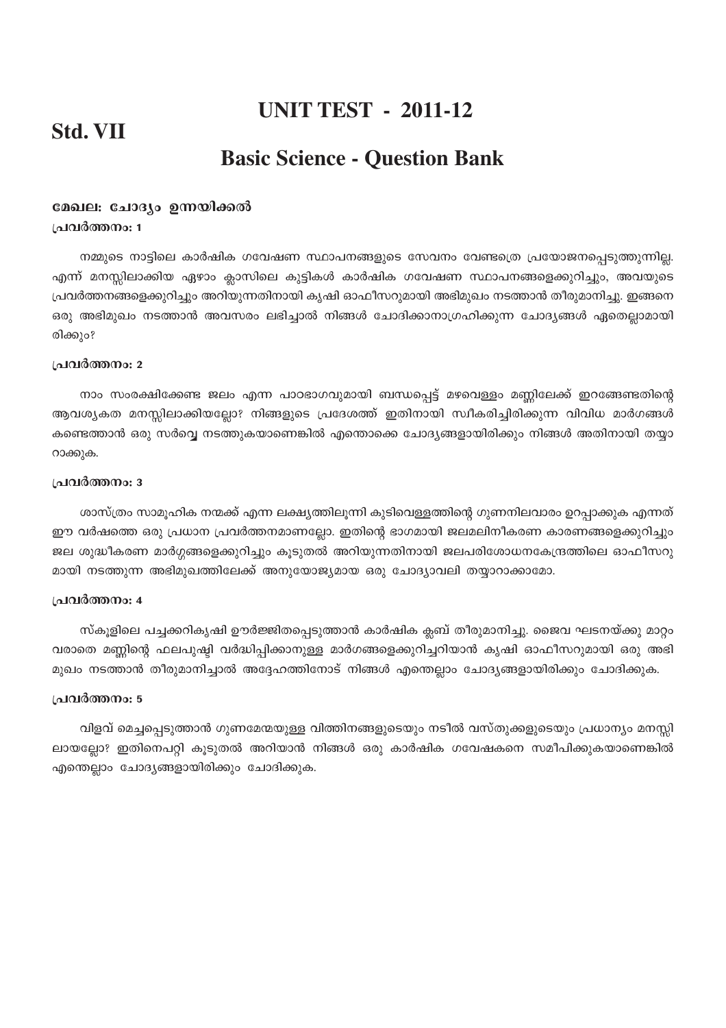# UNIT TEST - 2011-12

## Std. VII

## Basic Science - Question Bank

### മേഖല: ചോദ്യം ഉന്നയിക്കൽ

#### പ്രവർത്തനം: 1

നമ്മുടെ നാട്ടിലെ കാർഷിക ഗവേഷണ സ്ഥാപനങ്ങളുടെ സേവനം വേണ്ടത്രെ പ്രയോജനപ്പെടുത്തുന്നില്ല. എന്ന് മനസ്സിലാക്കിയ ഏഴാം ക്ലാസിലെ കുട്ടികൾ കാർഷിക ഗവേഷണ സ്ഥാപനങ്ങളെക്കുറിച്ചും, അവയുടെ പ്രവർത്തനങ്ങളെക്കുറിച്ചും അറിയുന്നതിനായി കൃഷി ഓഫീസറുമായി അഭിമുഖം നടത്താൻ തീരുമാനിച്ചു. ഇങ്ങനെ ഒരു അഭിമുഖം നടത്താൻ അവസരം ലഭിച്ചാൽ നിങ്ങൾ ചോദിക്കാനാഗ്രഹിക്കുന്ന ചോദ്യങ്ങൾ ഏതെല്ലാമായിരിക്കും?

#### പ്രവർത്തനം: 2

നാം സംരക്ഷിക്കേണ്ട ജലം എന്ന പാഠഭാഗവുമായി ബന്ധപ്പെട്ട് മഴവെള്ളം മണ്ണിലേക്ക് ഇറങ്ങേണ്ടതിന്റെ ആവശ്യകത മനസ്സിലാക്കിയല്ലോ? നിങ്ങളുടെ പ്രദേശത്ത് ഇതിനായി സ്വീകരിച്ചിരിക്കുന്ന വിവിധ മാർഗങ്ങൾ കണ്ടെത്താൻ ഒരു സർവ്വെ നടത്തുകയാണെങ്കിൽ എന്തൊക്കെ ചോദ്യങ്ങളായിരിക്കും നിങ്ങൾ അതിനായി തയ്യാറാക്കുക.

#### പ്രവർത്തനം: 3

ശാസ്ത്രം സാമൂഹിക നന്മക്ക് എന്ന ലക്ഷ്യത്തിലൂന്നി കുടിവെള്ളത്തിന്റെ ഗുണനിലവാരം ഉറപ്പാക്കുക എന്നത് ഈ വർഷത്തെ ഒരു പ്രധാന പ്രവർത്തനമാണല്ലോ. ഇതിന്റെ ഭാഗമായി ജലമലിനീകരണ കാരണങ്ങളെക്കുറിച്ചും ജല ശുദ്ധീകരണ മാർഗ്ഗങ്ങളെക്കുറിച്ചും കൂടുതൽ അറിയുന്നതിനായി ജലപരിശോധനകേന്ദ്രത്തിലെ ഓഫീസറുമായി നടത്തുന്ന അഭിമുഖത്തിലേക്ക് അനുയോജ്യമായ ഒരു ചോദ്യാവലി തയ്യാറാക്കാമോ.

#### പ്രവർത്തനം: 4

സ്കൂളിലെ പച്ചക്കറികൃഷി ഊർജ്ജിതപ്പെടുത്താൻ കാർഷിക ക്ലബ് തീരുമാനിച്ചു. ജൈവ ഘടനയ്ക്കു മാറ്റം വരാതെ മണ്ണിന്റെ ഫലപുഷ്ടി വർദ്ധിപ്പിക്കാനുള്ള മാർഗങ്ങളെക്കുറിച്ചറിയാൻ കൃഷി ഓഫീസറുമായി ഒരു അഭിമുഖം നടത്താൻ തീരുമാനിച്ചാൽ അദ്ദേഹത്തിനോട് നിങ്ങൾ എന്തെല്ലാം ചോദ്യങ്ങളായിരിക്കും ചോദിക്കുക.

#### പ്രവർത്തനം: 5

വിളവ് മെച്ചപ്പെടുത്താൻ ഗുണമേന്മയുള്ള വിത്തിനങ്ങളുടെയും നടീൽ വസ്തുക്കളുടെയും പ്രധാന്യം മനസ്സിലായല്ലോ? ഇതിനെപറ്റി കൂടുതൽ അറിയാൻ നിങ്ങൾ ഒരു കാർഷിക ഗവേഷകനെ സമീപിക്കുകയാണെങ്കിൽ എന്തെല്ലാം ചോദ്യങ്ങളായിരിക്കും ചോദിക്കുക.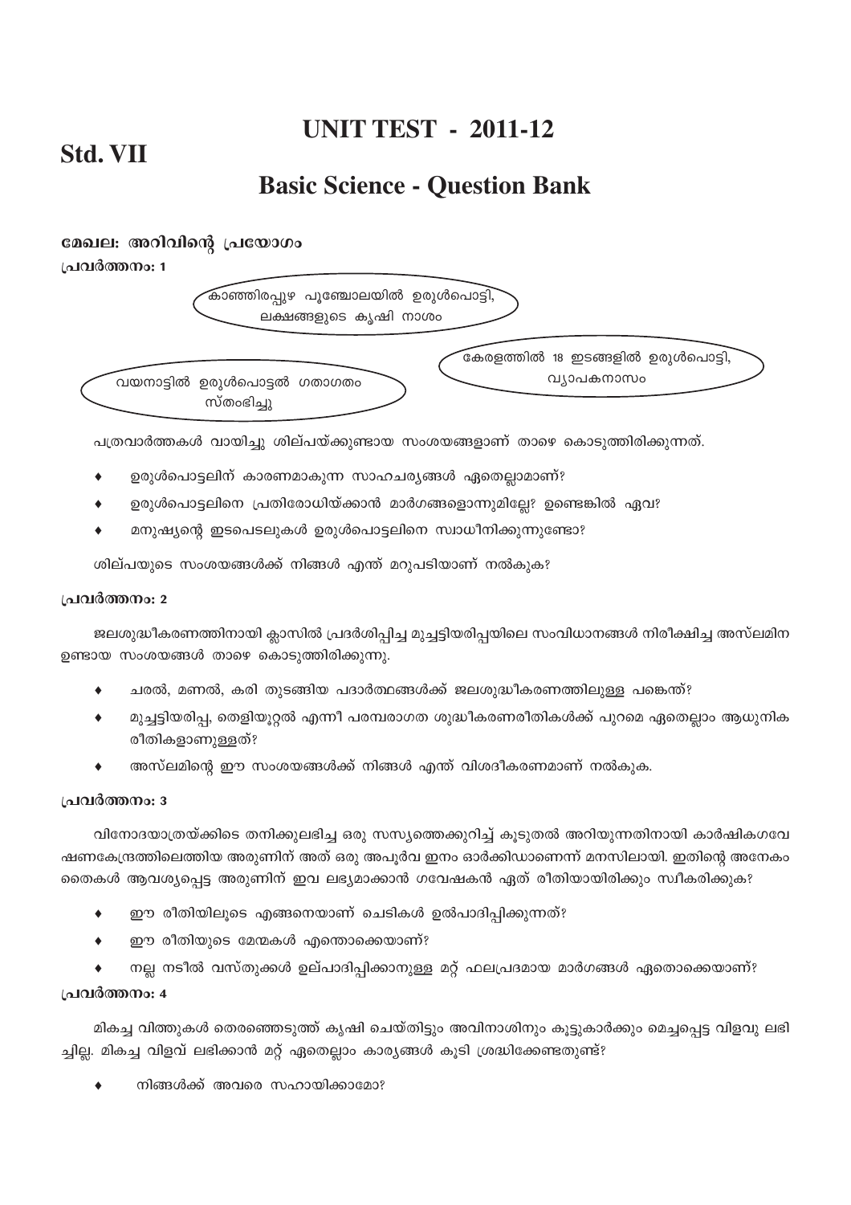# UNIT TEST - 2011-12

## Std. VII

## Basic Science - Question Bank

### മേഖല: അറിവിന്റെ പ്രയോഗം

**പ്രവർത്തനം: 1**

കാഞ്ഞിരപ്പുഴ പൂഞ്ചോലയിൽ ഉരുൾപൊട്ടി, ലക്ഷങ്ങളുടെ കൃഷി നാശം

കേരളത്തിൽ 18 ഇടങ്ങളിൽ ഉരുൾപൊട്ടി, വ്യാപകനാസം

വയനാട്ടിൽ ഉരുൾപൊട്ടൽ ഗതാഗതം സ്തംഭിച്ചു

പത്രവാർത്തകൾ വായിച്ചു ശില്പയ്ക്കുണ്ടായ സംശയങ്ങളാണ് താഴെ കൊടുത്തിരിക്കുന്നത്.

- ഉരുൾപൊട്ടലിന് കാരണമാകുന്ന സാഹചര്യങ്ങൾ ഏതെല്ലാമാണ്?
- ഉരുൾപൊട്ടലിനെ പ്രതിരോധിയ്ക്കാൻ മാർഗങ്ങളൊന്നുമില്ലേ? ഉണ്ടെങ്കിൽ ഏവ?
- മനുഷ്യന്റെ ഇടപെടലുകൾ ഉരുൾപൊട്ടലിനെ സ്വാധീനിക്കുന്നുണ്ടോ?

ശില്പയുടെ സംശയങ്ങൾക്ക് നിങ്ങൾ എന്ത് മറുപടിയാണ് നൽകുക?

**പ്രവർത്തനം: 2**

ജലശുദ്ധീകരണത്തിനായി ക്ലാസിൽ പ്രദർശിപ്പിച്ച മുച്ചട്ടിയരിപ്പയിലെ സംവിധാനങ്ങൾ നിരീക്ഷിച്ച അസ്‌ലമിന ഉണ്ടായ സംശയങ്ങൾ താഴെ കൊടുത്തിരിക്കുന്നു.

- ചരൽ, മണൽ, കരി തുടങ്ങിയ പദാർത്ഥങ്ങൾക്ക് ജലശുദ്ധീകരണത്തിലുള്ള പങ്കെന്ത്?
- മുച്ചട്ടിയരിപ്പ, തെളിയൂറ്റൽ എന്നീ പരമ്പരാഗത ശുദ്ധീകരണരീതികൾക്ക് പുറമെ ഏതെല്ലാം ആധുനിക രീതികളാണുള്ളത്?
- അസ്‌ലമിന്റെ ഈ സംശയങ്ങൾക്ക് നിങ്ങൾ എന്ത് വിശദീകരണമാണ് നൽകുക.

**പ്രവർത്തനം: 3**

വിനോദയാത്രയ്ക്കിടെ തനിക്കുലഭിച്ച ഒരു സസ്യത്തെക്കുറിച്ച് കൂടുതൽ അറിയുന്നതിനായി കാർഷികഗവേഷണകേന്ദ്രത്തിലെത്തിയ അരുണിന് അത് ഒരു അപൂർവ ഇനം ഓർക്കിഡാണെന്ന് മനസിലായി. ഇതിന്റെ അനേകം തൈകൾ ആവശ്യപ്പെട്ട അരുണിന് ഇവ ലഭ്യമാക്കാൻ ഗവേഷകൻ ഏത് രീതിയായിരിക്കും സ്വീകരിക്കുക?

- ഈ രീതിയിലൂടെ എങ്ങനെയാണ് ചെടികൾ ഉൽപാദിപ്പിക്കുന്നത്?
- ഈ രീതിയുടെ മേന്മകൾ എന്തൊക്കെയാണ്?
- നല്ല നടീൽ വസ്തുക്കൾ ഉല്പാദിപ്പിക്കാനുള്ള മറ്റ് ഫലപ്രദമായ മാർഗങ്ങൾ ഏതൊക്കെയാണ്?

**പ്രവർത്തനം: 4**

മികച്ച വിത്തുകൾ തെരഞ്ഞെടുത്ത് കൃഷി ചെയ്തിട്ടും അവിനാശിനും കൂട്ടുകാർക്കും മെച്ചപ്പെട്ട വിളവു ലഭിച്ചില്ല. മികച്ച വിളവ് ലഭിക്കാൻ മറ്റ് ഏതെല്ലാം കാര്യങ്ങൾ കൂടി ശ്രദ്ധിക്കേണ്ടതുണ്ട്?

- നിങ്ങൾക്ക് അവരെ സഹായിക്കാമോ?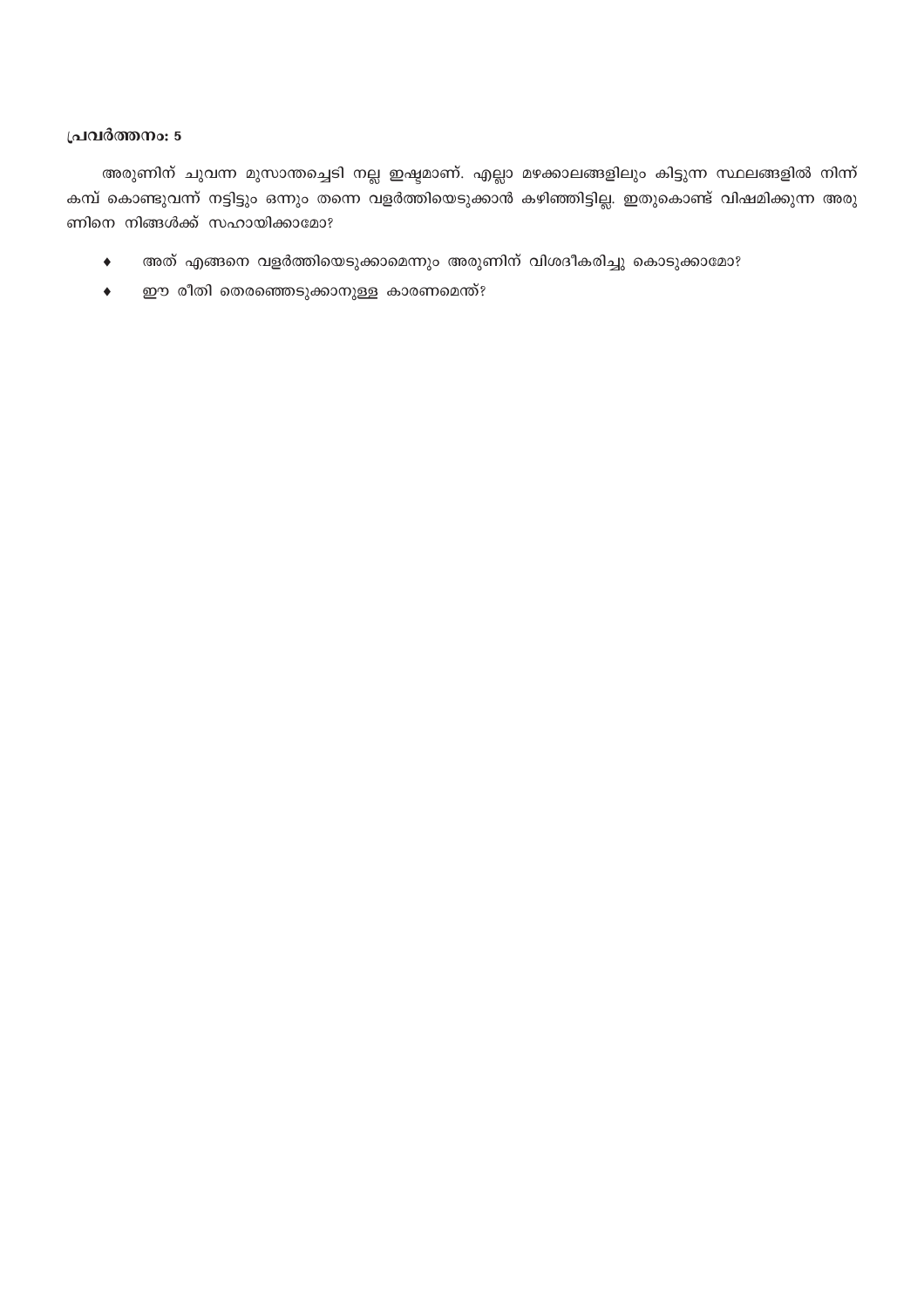**പ്രവർത്തനം: 5**

അരുണിന് ചുവന്ന മുസാന്തച്ചെടി നല്ല ഇഷ്ടമാണ്. എല്ലാ മഴക്കാലങ്ങളിലും കിട്ടുന്ന സ്ഥലങ്ങളിൽ നിന്ന് കമ്പ് കൊണ്ടുവന്ന് നട്ടിട്ടും ഒന്നും തന്നെ വളർത്തിയെടുക്കാൻ കഴിഞ്ഞിട്ടില്ല. ഇതുകൊണ്ട് വിഷമിക്കുന്ന അരുണിനെ നിങ്ങൾക്ക് സഹായിക്കാമോ?

- അത് എങ്ങനെ വളർത്തിയെടുക്കാമെന്നും അരുണിന് വിശദീകരിച്ചു കൊടുക്കാമോ?
- ഈ രീതി തെരഞ്ഞെടുക്കാനുള്ള കാരണമെന്ത്?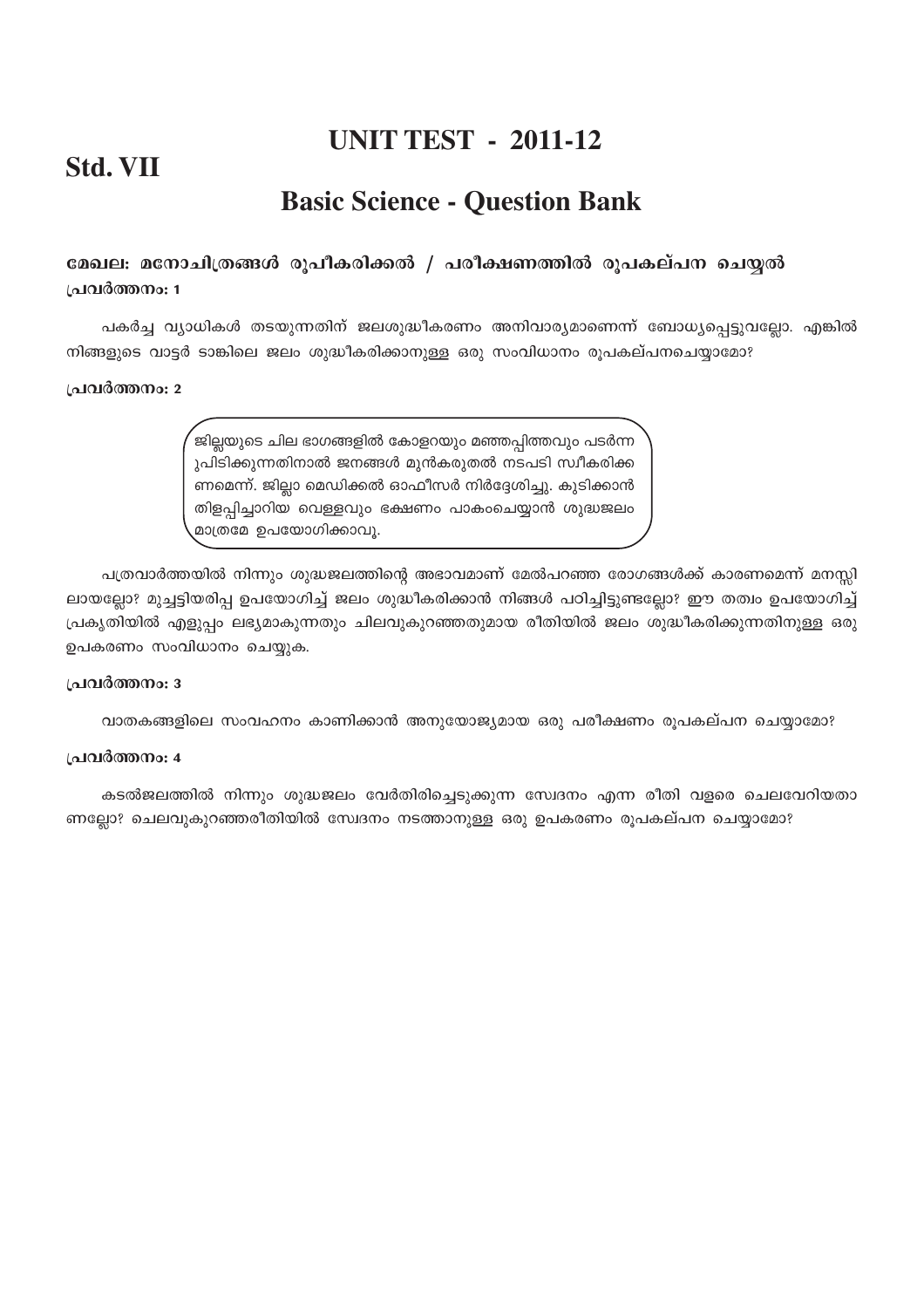# UNIT TEST - 2011-12

## Std. VII

## Basic Science - Question Bank

### മേഖല: മനോചിത്രങ്ങൾ രൂപീകരിക്കൽ / പരീക്ഷണത്തിൽ രൂപകല്പന ചെയ്യൽ

**പ്രവർത്തനം: 1**

പകർച്ച വ്യാധികൾ തടയുന്നതിന് ജലശുദ്ധീകരണം അനിവാര്യമാണെന്ന് ബോധ്യപ്പെട്ടുവല്ലോ. എങ്കിൽ നിങ്ങളുടെ വാട്ടർ ടാങ്കിലെ ജലം ശുദ്ധീകരിക്കാനുള്ള ഒരു സംവിധാനം രൂപകല്പനചെയ്യാമോ?

**പ്രവർത്തനം: 2**

> ജില്ലയുടെ ചില ഭാഗങ്ങളിൽ കോളറയും മഞ്ഞപ്പിത്തവും പടർന്നുപിടിക്കുന്നതിനാൽ ജനങ്ങൾ മുൻകരുതൽ നടപടി സ്വീകരിക്കണമെന്ന് ജില്ലാ മെഡിക്കൽ ഓഫീസർ നിർദ്ദേശിച്ചു. കുടിക്കാൻ തിളപ്പിച്ചാറിയ വെള്ളവും ഭക്ഷണം പാകംചെയ്യാൻ ശുദ്ധജലം മാത്രമേ ഉപയോഗിക്കാവൂ.

പത്രവാർത്തയിൽ നിന്നും ശുദ്ധജലത്തിന്റെ അഭാവമാണ് മേൽപറഞ്ഞ രോഗങ്ങൾക്ക് കാരണമെന്ന് മനസ്സിലായല്ലോ? മുച്ചട്ടിയരിപ്പ ഉപയോഗിച്ച് ജലം ശുദ്ധീകരിക്കാൻ നിങ്ങൾ പഠിച്ചിട്ടുണ്ടല്ലോ? ഈ തത്വം ഉപയോഗിച്ച് പ്രകൃതിയിൽ എളുപ്പം ലഭ്യമാകുന്നതും ചിലവുകുറഞ്ഞതുമായ രീതിയിൽ ജലം ശുദ്ധീകരിക്കുന്നതിനുള്ള ഒരു ഉപകരണം സംവിധാനം ചെയ്യുക.

**പ്രവർത്തനം: 3**

വാതകങ്ങളിലെ സംവഹനം കാണിക്കാൻ അനുയോജ്യമായ ഒരു പരീക്ഷണം രൂപകല്പന ചെയ്യാമോ?

**പ്രവർത്തനം: 4**

കടൽജലത്തിൽ നിന്നും ശുദ്ധജലം വേർതിരിച്ചെടുക്കുന്ന സ്വേദനം എന്ന രീതി വളരെ ചെലവേറിയതാണല്ലോ? ചെലവുകുറഞ്ഞരീതിയിൽ സ്വേദനം നടത്താനുള്ള ഒരു ഉപകരണം രൂപകല്പന ചെയ്യാമോ?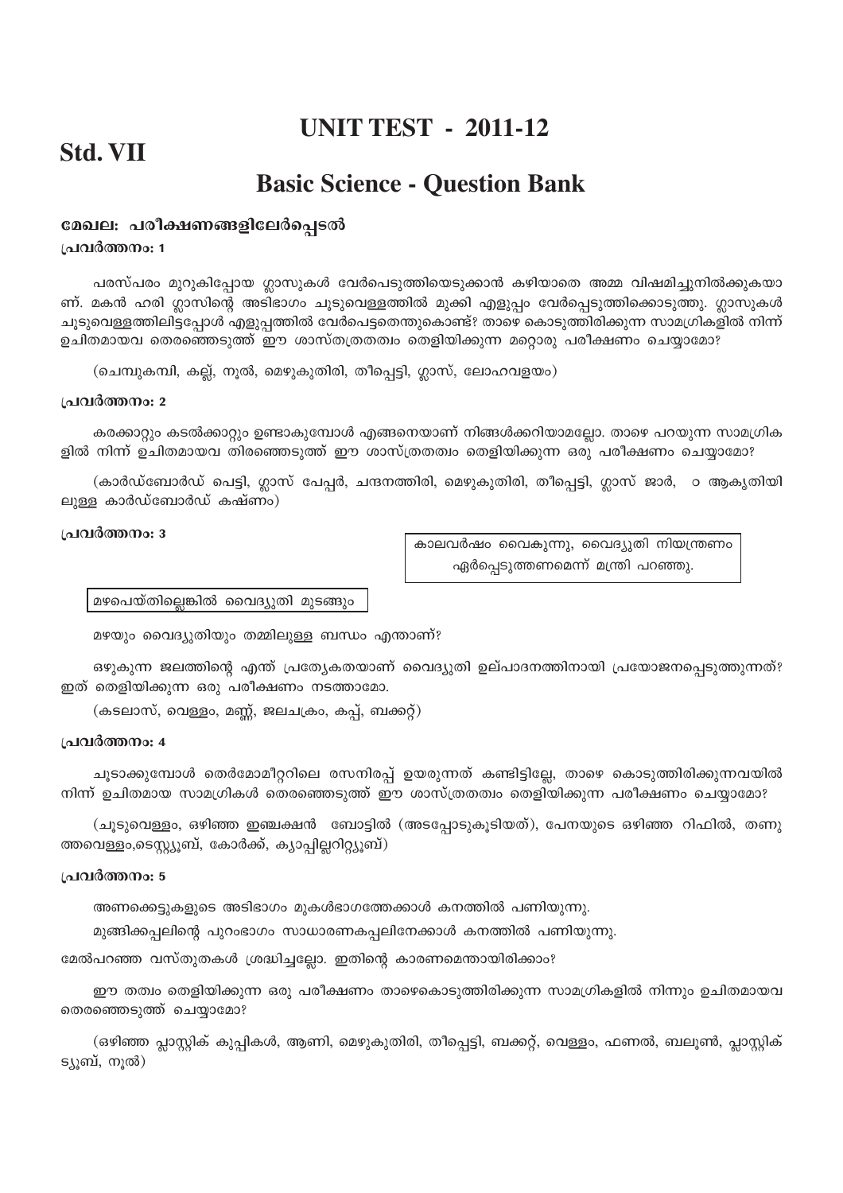# UNIT TEST - 2011-12

# Std. VII

## Basic Science - Question Bank

### മേഖല: പരീക്ഷണങ്ങളിലേർപ്പെടൽ

#### പ്രവർത്തനം: 1

പരസ്പരം മുറുകിപ്പോയ ഗ്ലാസുകൾ വേർപെടുത്തിയെടുക്കാൻ കഴിയാതെ അമ്മ വിഷമിച്ചുനിൽക്കുകയാണ്. മകൻ ഹരി ഗ്ലാസിന്റെ അടിഭാഗം ചൂടുവെള്ളത്തിൽ മുക്കി എളുപ്പം വേർപ്പെടുത്തിക്കൊടുത്തു. ഗ്ലാസുകൾ ചൂടുവെള്ളത്തിലിട്ടപ്പോൾ എളുപ്പത്തിൽ വേർപെട്ടതെന്തുകൊണ്ട്? താഴെ കൊടുത്തിരിക്കുന്ന സാമഗ്രികളിൽ നിന്ന് ഉചിതമായവ തെരഞ്ഞെടുത്ത് ഈ ശാസ്ത്രതത്വം തെളിയിക്കുന്ന മറ്റൊരു പരീക്ഷണം ചെയ്യാമോ?

(ചെമ്പുകമ്പി, കല്ല്, നൂൽ, മെഴുകുതിരി, തീപ്പെട്ടി, ഗ്ലാസ്, ലോഹവളയം)

#### പ്രവർത്തനം: 2

കരക്കാറ്റും കടൽക്കാറ്റും ഉണ്ടാകുമ്പോൾ എങ്ങനെയാണ് നിങ്ങൾക്കറിയാമല്ലോ. താഴെ പറയുന്ന സാമഗ്രികളിൽ നിന്ന് ഉചിതമായവ തിരഞ്ഞെടുത്ത് ഈ ശാസ്ത്രതത്വം തെളിയിക്കുന്ന ഒരു പരീക്ഷണം ചെയ്യാമോ?

(കാർഡ്ബോർഡ് പെട്ടി, ഗ്ലാസ് പേപ്പർ, ചന്ദനത്തിരി, മെഴുകുതിരി, തീപ്പെട്ടി, ഗ്ലാസ് ജാർ, ൦ ആകൃതിയിലുള്ള കാർഡ്ബോർഡ് കഷ്ണം)

#### പ്രവർത്തനം: 3

കാലവർഷം വൈകുന്നു, വൈദ്യുതി നിയന്ത്രണം ഏർപ്പെടുത്തണമെന്ന് മന്ത്രി പറഞ്ഞു.

മഴപെയ്തില്ലെങ്കിൽ വൈദ്യുതി മുടങ്ങും

മഴയും വൈദ്യുതിയും തമ്മിലുള്ള ബന്ധം എന്താണ്?

ഒഴുകുന്ന ജലത്തിന്റെ എന്ത് പ്രത്യേകതയാണ് വൈദ്യുതി ഉല്പാദനത്തിനായി പ്രയോജനപ്പെടുത്തുന്നത്? ഇത് തെളിയിക്കുന്ന ഒരു പരീക്ഷണം നടത്താമോ.

(കടലാസ്, വെള്ളം, മണ്ണ്, ജലചക്രം, കപ്പ്, ബക്കറ്റ്)

#### പ്രവർത്തനം: 4

ചൂടാക്കുമ്പോൾ തെർമോമീറ്ററിലെ രസനിരപ്പ് ഉയരുന്നത് കണ്ടിട്ടില്ലേ, താഴെ കൊടുത്തിരിക്കുന്നവയിൽ നിന്ന് ഉചിതമായ സാമഗ്രികൾ തെരഞ്ഞെടുത്ത് ഈ ശാസ്ത്രതത്വം തെളിയിക്കുന്ന പരീക്ഷണം ചെയ്യാമോ?

(ചൂടുവെള്ളം, ഒഴിഞ്ഞ ഇഞ്ചക്ഷൻ ബോട്ടിൽ (അടപ്പോടുകൂടിയത്), പേനയുടെ ഒഴിഞ്ഞ റിഫിൽ, തണുത്തവെള്ളം,ടെസ്റ്റ്യൂബ്, കോർക്ക്, ക്യാപ്പില്ലറിട്യൂബ്)

#### പ്രവർത്തനം: 5

അണക്കെട്ടുകളുടെ അടിഭാഗം മുകൾഭാഗത്തേക്കാൾ കനത്തിൽ പണിയുന്നു.

മുങ്ങിക്കപ്പലിന്റെ പുറംഭാഗം സാധാരണകപ്പലിനേക്കാൾ കനത്തിൽ പണിയുന്നു.

മേൽപറഞ്ഞ വസ്തുതകൾ ശ്രദ്ധിച്ചല്ലോ. ഇതിന്റെ കാരണമെന്തായിരിക്കാം?

ഈ തത്വം തെളിയിക്കുന്ന ഒരു പരീക്ഷണം താഴെകൊടുത്തിരിക്കുന്ന സാമഗ്രികളിൽ നിന്നും ഉചിതമായവ തെരഞ്ഞെടുത്ത് ചെയ്യാമോ?

(ഒഴിഞ്ഞ പ്ലാസ്റ്റിക് കുപ്പികൾ, ആണി, മെഴുകുതിരി, തീപ്പെട്ടി, ബക്കറ്റ്, വെള്ളം, ഫണൽ, ബലൂൺ, പ്ലാസ്റ്റിക് ട്യൂബ്, നൂൽ)